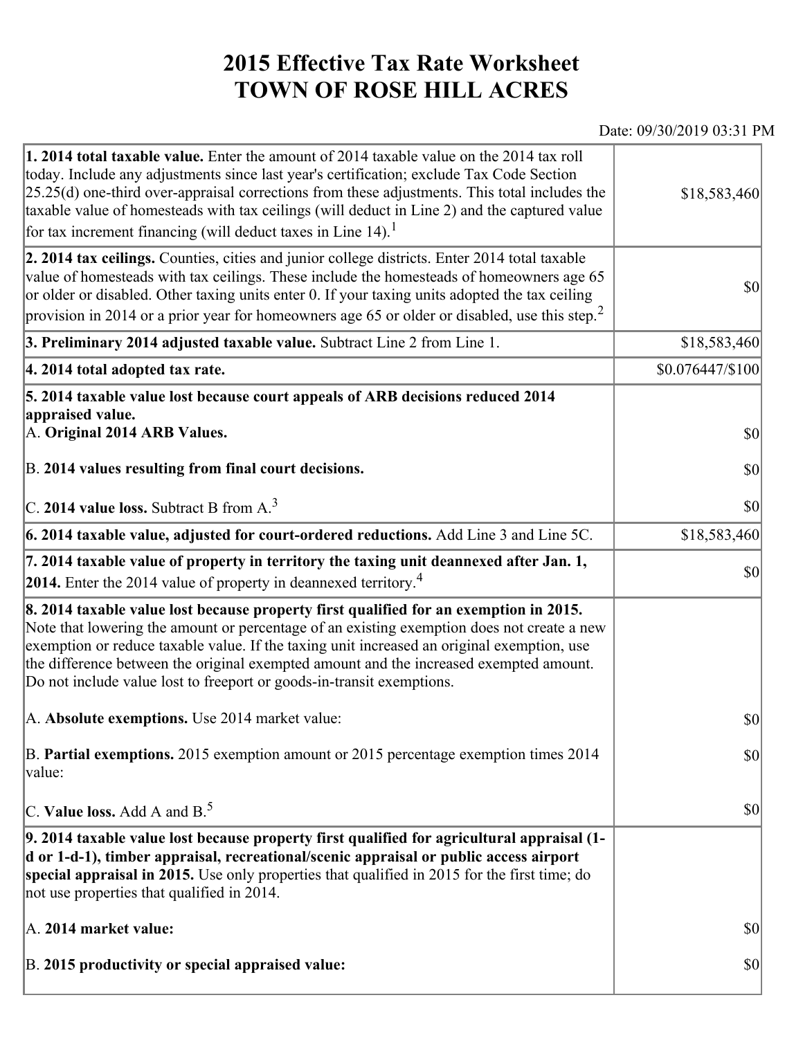# 2015 Effective Tax Rate Worksheet
# TOWN OF ROSE HILL ACRES

Date: 09/30/2019 03:31 PM

| | |
|---|---|
| **1. 2014 total taxable value.** Enter the amount of 2014 taxable value on the 2014 tax roll today. Include any adjustments since last year's certification; exclude Tax Code Section 25.25(d) one-third over-appraisal corrections from these adjustments. This total includes the taxable value of homesteads with tax ceilings (will deduct in Line 2) and the captured value for tax increment financing (will deduct taxes in Line 14).[1] | $18,583,460 |
| **2. 2014 tax ceilings.** Counties, cities and junior college districts. Enter 2014 total taxable value of homesteads with tax ceilings. These include the homesteads of homeowners age 65 or older or disabled. Other taxing units enter 0. If your taxing units adopted the tax ceiling provision in 2014 or a prior year for homeowners age 65 or older or disabled, use this step.[2] | $0 |
| **3. Preliminary 2014 adjusted taxable value.** Subtract Line 2 from Line 1. | $18,583,460 |
| **4. 2014 total adopted tax rate.** | $0.076447/$100 |
| **5. 2014 taxable value lost because court appeals of ARB decisions reduced 2014 appraised value.** | |
| A. **Original 2014 ARB Values.** | $0 |
| B. **2014 values resulting from final court decisions.** | $0 |
| C. **2014 value loss.** Subtract B from A.[3] | $0 |
| **6. 2014 taxable value, adjusted for court-ordered reductions.** Add Line 3 and Line 5C. | $18,583,460 |
| **7. 2014 taxable value of property in territory the taxing unit deannexed after Jan. 1, 2014.** Enter the 2014 value of property in deannexed territory.[4] | $0 |
| **8. 2014 taxable value lost because property first qualified for an exemption in 2015.** Note that lowering the amount or percentage of an existing exemption does not create a new exemption or reduce taxable value. If the taxing unit increased an original exemption, use the difference between the original exempted amount and the increased exempted amount. Do not include value lost to freeport or goods-in-transit exemptions. | |
| A. **Absolute exemptions.** Use 2014 market value: | $0 |
| B. **Partial exemptions.** 2015 exemption amount or 2015 percentage exemption times 2014 value: | $0 |
| C. **Value loss.** Add A and B.[5] | $0 |
| **9. 2014 taxable value lost because property first qualified for agricultural appraisal (1-d or 1-d-1), timber appraisal, recreational/scenic appraisal or public access airport special appraisal in 2015.** Use only properties that qualified in 2015 for the first time; do not use properties that qualified in 2014. | |
| A. **2014 market value:** | $0 |
| B. **2015 productivity or special appraised value:** | $0 |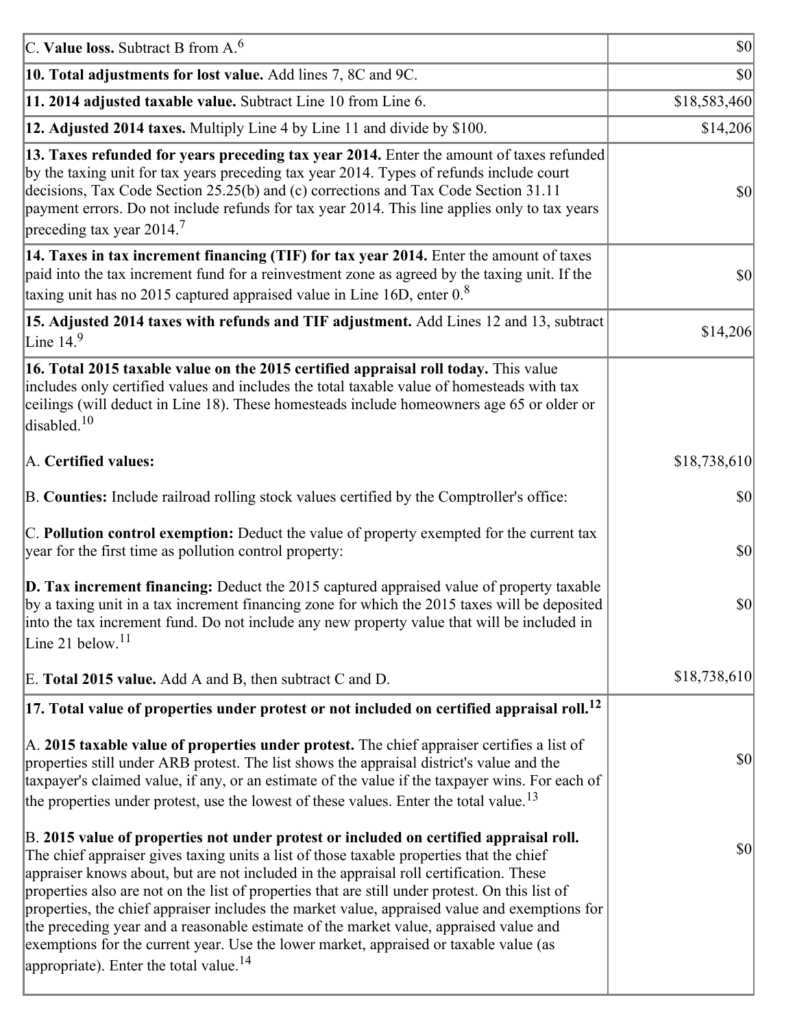| | |
|---|---|
| C. **Value loss.** Subtract B from A.[6] | $0 |
| **10. Total adjustments for lost value.** Add lines 7, 8C and 9C. | $0 |
| **11. 2014 adjusted taxable value.** Subtract Line 10 from Line 6. | $18,583,460 |
| **12. Adjusted 2014 taxes.** Multiply Line 4 by Line 11 and divide by $100. | $14,206 |
| **13. Taxes refunded for years preceding tax year 2014.** Enter the amount of taxes refunded by the taxing unit for tax years preceding tax year 2014. Types of refunds include court decisions, Tax Code Section 25.25(b) and (c) corrections and Tax Code Section 31.11 payment errors. Do not include refunds for tax year 2014. This line applies only to tax years preceding tax year 2014.[7] | $0 |
| **14. Taxes in tax increment financing (TIF) for tax year 2014.** Enter the amount of taxes paid into the tax increment fund for a reinvestment zone as agreed by the taxing unit. If the taxing unit has no 2015 captured appraised value in Line 16D, enter 0.[8] | $0 |
| **15. Adjusted 2014 taxes with refunds and TIF adjustment.** Add Lines 12 and 13, subtract Line 14.[9] | $14,206 |
| **16. Total 2015 taxable value on the 2015 certified appraisal roll today.** This value includes only certified values and includes the total taxable value of homesteads with tax ceilings (will deduct in Line 18). These homesteads include homeowners age 65 or older or disabled.[10] | |
| A. **Certified values:** | $18,738,610 |
| B. **Counties:** Include railroad rolling stock values certified by the Comptroller's office: | $0 |
| C. **Pollution control exemption:** Deduct the value of property exempted for the current tax year for the first time as pollution control property: | $0 |
| **D. Tax increment financing:** Deduct the 2015 captured appraised value of property taxable by a taxing unit in a tax increment financing zone for which the 2015 taxes will be deposited into the tax increment fund. Do not include any new property value that will be included in Line 21 below.[11] | $0 |
| E. **Total 2015 value.** Add A and B, then subtract C and D. | $18,738,610 |
| **17. Total value of properties under protest or not included on certified appraisal roll.[12]** | |
| A. **2015 taxable value of properties under protest.** The chief appraiser certifies a list of properties still under ARB protest. The list shows the appraisal district's value and the taxpayer's claimed value, if any, or an estimate of the value if the taxpayer wins. For each of the properties under protest, use the lowest of these values. Enter the total value.[13] | $0 |
| B. **2015 value of properties not under protest or included on certified appraisal roll.** The chief appraiser gives taxing units a list of those taxable properties that the chief appraiser knows about, but are not included in the appraisal roll certification. These properties also are not on the list of properties that are still under protest. On this list of properties, the chief appraiser includes the market value, appraised value and exemptions for the preceding year and a reasonable estimate of the market value, appraised value and exemptions for the current year. Use the lower market, appraised or taxable value (as appropriate). Enter the total value.[14] | $0 |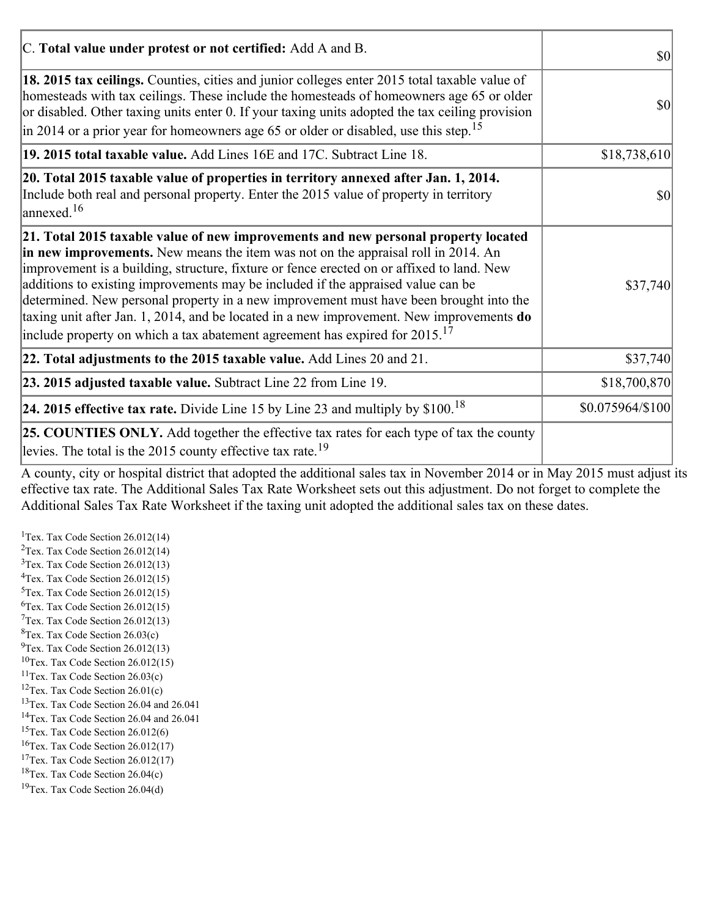| | |
|---|---|
| C. **Total value under protest or not certified:** Add A and B. | $0 |
| **18. 2015 tax ceilings.** Counties, cities and junior colleges enter 2015 total taxable value of homesteads with tax ceilings. These include the homesteads of homeowners age 65 or older or disabled. Other taxing units enter 0. If your taxing units adopted the tax ceiling provision in 2014 or a prior year for homeowners age 65 or older or disabled, use this step.[15] | $0 |
| **19. 2015 total taxable value.** Add Lines 16E and 17C. Subtract Line 18. | $18,738,610 |
| **20. Total 2015 taxable value of properties in territory annexed after Jan. 1, 2014.** Include both real and personal property. Enter the 2015 value of property in territory annexed.[16] | $0 |
| **21. Total 2015 taxable value of new improvements and new personal property located in new improvements.** New means the item was not on the appraisal roll in 2014. An improvement is a building, structure, fixture or fence erected on or affixed to land. New additions to existing improvements may be included if the appraised value can be determined. New personal property in a new improvement must have been brought into the taxing unit after Jan. 1, 2014, and be located in a new improvement. New improvements **do** include property on which a tax abatement agreement has expired for 2015.[17] | $37,740 |
| **22. Total adjustments to the 2015 taxable value.** Add Lines 20 and 21. | $37,740 |
| **23. 2015 adjusted taxable value.** Subtract Line 22 from Line 19. | $18,700,870 |
| **24. 2015 effective tax rate.** Divide Line 15 by Line 23 and multiply by $100.[18] | $0.075964/$100 |
| **25. COUNTIES ONLY.** Add together the effective tax rates for each type of tax the county levies. The total is the 2015 county effective tax rate.[19] | |

A county, city or hospital district that adopted the additional sales tax in November 2014 or in May 2015 must adjust its effective tax rate. The Additional Sales Tax Rate Worksheet sets out this adjustment. Do not forget to complete the Additional Sales Tax Rate Worksheet if the taxing unit adopted the additional sales tax on these dates.

[1] Tex. Tax Code Section 26.012(14)
[2] Tex. Tax Code Section 26.012(14)
[3] Tex. Tax Code Section 26.012(13)
[4] Tex. Tax Code Section 26.012(15)
[5] Tex. Tax Code Section 26.012(15)
[6] Tex. Tax Code Section 26.012(15)
[7] Tex. Tax Code Section 26.012(13)
[8] Tex. Tax Code Section 26.03(c)
[9] Tex. Tax Code Section 26.012(13)
[10] Tex. Tax Code Section 26.012(15)
[11] Tex. Tax Code Section 26.03(c)
[12] Tex. Tax Code Section 26.01(c)
[13] Tex. Tax Code Section 26.04 and 26.041
[14] Tex. Tax Code Section 26.04 and 26.041
[15] Tex. Tax Code Section 26.012(6)
[16] Tex. Tax Code Section 26.012(17)
[17] Tex. Tax Code Section 26.012(17)
[18] Tex. Tax Code Section 26.04(c)
[19] Tex. Tax Code Section 26.04(d)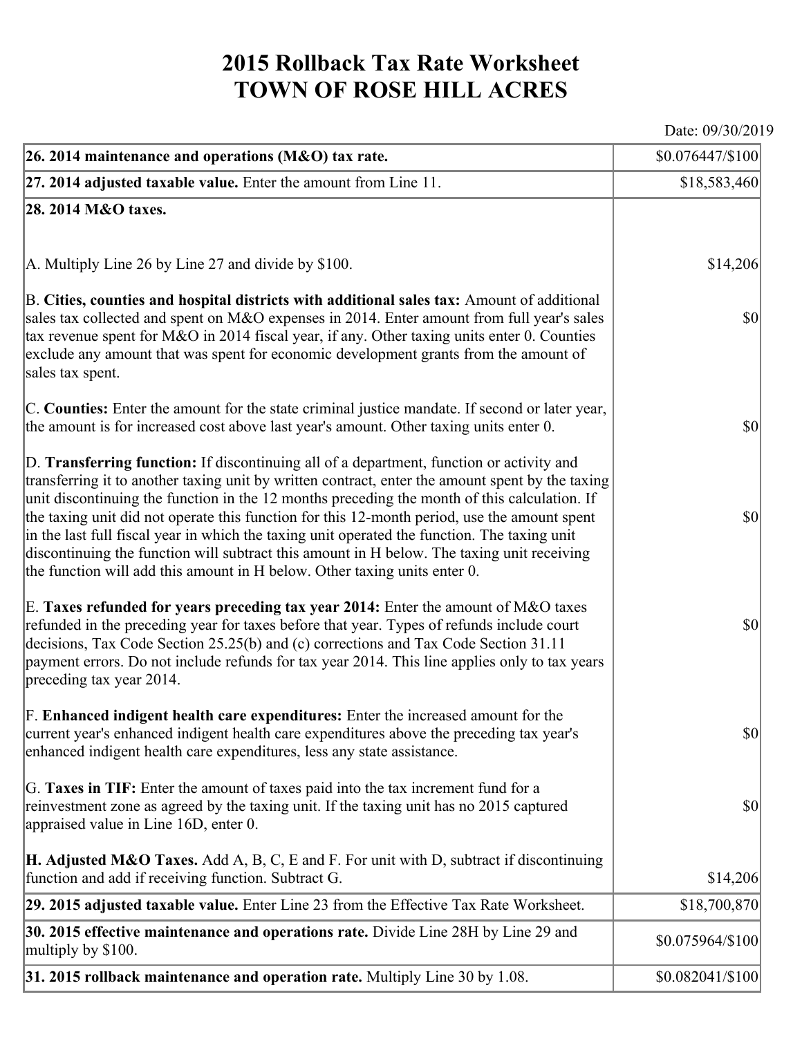# 2015 Rollback Tax Rate Worksheet
# TOWN OF ROSE HILL ACRES

Date: 09/30/2019

| | |
|---|---|
| **26. 2014 maintenance and operations (M&O) tax rate.** | $0.076447/$100 |
| **27. 2014 adjusted taxable value.** Enter the amount from Line 11. | $18,583,460 |
| **28. 2014 M&O taxes.** | |
| A. Multiply Line 26 by Line 27 and divide by $100. | $14,206 |
| B. **Cities, counties and hospital districts with additional sales tax:** Amount of additional sales tax collected and spent on M&O expenses in 2014. Enter amount from full year's sales tax revenue spent for M&O in 2014 fiscal year, if any. Other taxing units enter 0. Counties exclude any amount that was spent for economic development grants from the amount of sales tax spent. | $0 |
| C. **Counties:** Enter the amount for the state criminal justice mandate. If second or later year, the amount is for increased cost above last year's amount. Other taxing units enter 0. | $0 |
| D. **Transferring function:** If discontinuing all of a department, function or activity and transferring it to another taxing unit by written contract, enter the amount spent by the taxing unit discontinuing the function in the 12 months preceding the month of this calculation. If the taxing unit did not operate this function for this 12-month period, use the amount spent in the last full fiscal year in which the taxing unit operated the function. The taxing unit discontinuing the function will subtract this amount in H below. The taxing unit receiving the function will add this amount in H below. Other taxing units enter 0. | $0 |
| E. **Taxes refunded for years preceding tax year 2014:** Enter the amount of M&O taxes refunded in the preceding year for taxes before that year. Types of refunds include court decisions, Tax Code Section 25.25(b) and (c) corrections and Tax Code Section 31.11 payment errors. Do not include refunds for tax year 2014. This line applies only to tax years preceding tax year 2014. | $0 |
| F. **Enhanced indigent health care expenditures:** Enter the increased amount for the current year's enhanced indigent health care expenditures above the preceding tax year's enhanced indigent health care expenditures, less any state assistance. | $0 |
| G. **Taxes in TIF:** Enter the amount of taxes paid into the tax increment fund for a reinvestment zone as agreed by the taxing unit. If the taxing unit has no 2015 captured appraised value in Line 16D, enter 0. | $0 |
| **H. Adjusted M&O Taxes.** Add A, B, C, E and F. For unit with D, subtract if discontinuing function and add if receiving function. Subtract G. | $14,206 |
| **29. 2015 adjusted taxable value.** Enter Line 23 from the Effective Tax Rate Worksheet. | $18,700,870 |
| **30. 2015 effective maintenance and operations rate.** Divide Line 28H by Line 29 and multiply by $100. | $0.075964/$100 |
| **31. 2015 rollback maintenance and operation rate.** Multiply Line 30 by 1.08. | $0.082041/$100 |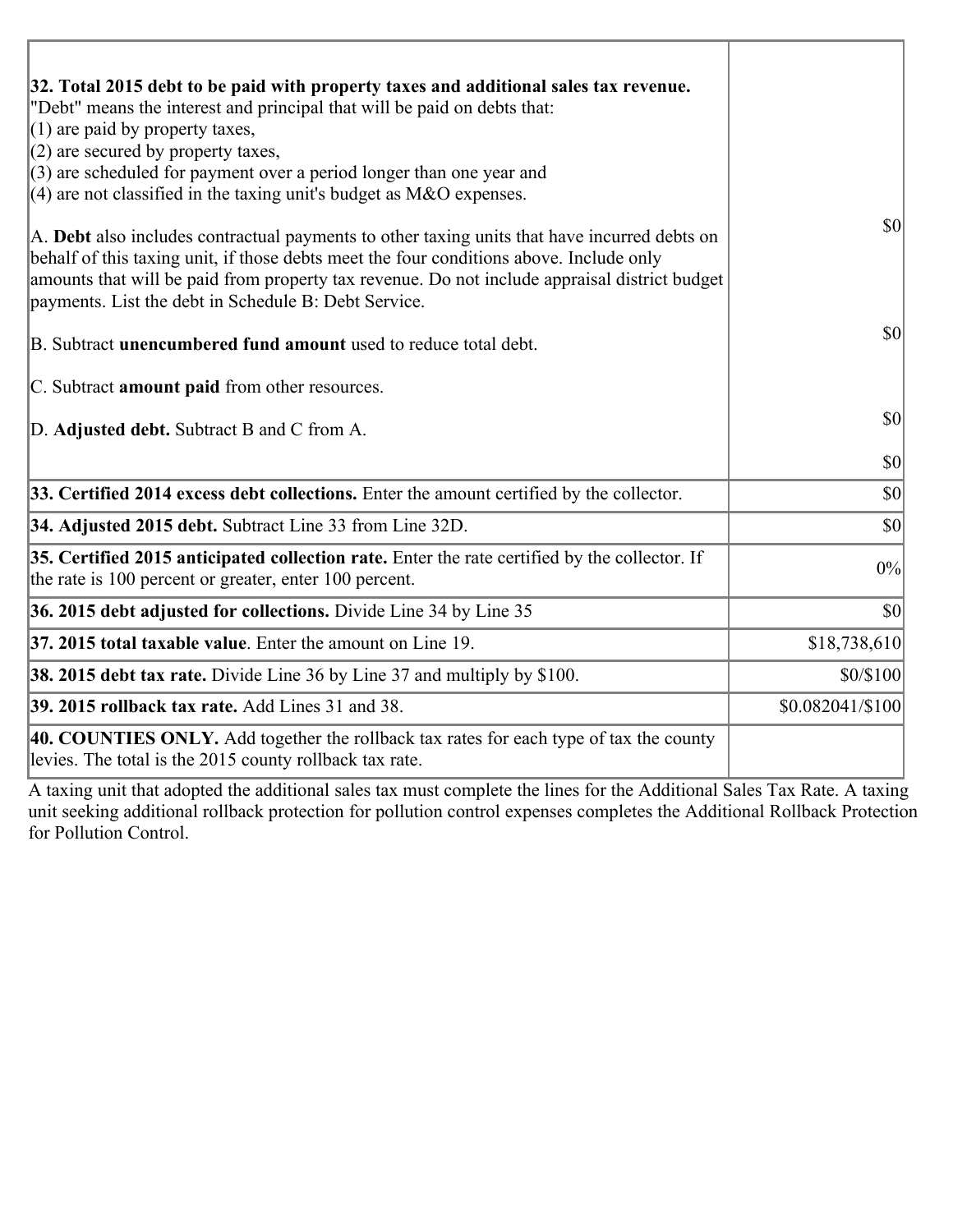| | |
|---|---|
| **32. Total 2015 debt to be paid with property taxes and additional sales tax revenue.**<br>"Debt" means the interest and principal that will be paid on debts that:<br>(1) are paid by property taxes,<br>(2) are secured by property taxes,<br>(3) are scheduled for payment over a period longer than one year and<br>(4) are not classified in the taxing unit's budget as M&O expenses.<br><br>A. **Debt** also includes contractual payments to other taxing units that have incurred debts on behalf of this taxing unit, if those debts meet the four conditions above. Include only amounts that will be paid from property tax revenue. Do not include appraisal district budget payments. List the debt in Schedule B: Debt Service.<br><br>B. Subtract **unencumbered fund amount** used to reduce total debt.<br><br>C. Subtract **amount paid** from other resources.<br><br>D. **Adjusted debt.** Subtract B and C from A. | $0<br><br>$0<br><br>$0<br><br>$0 |
| **33. Certified 2014 excess debt collections.** Enter the amount certified by the collector. | $0 |
| **34. Adjusted 2015 debt.** Subtract Line 33 from Line 32D. | $0 |
| **35. Certified 2015 anticipated collection rate.** Enter the rate certified by the collector. If the rate is 100 percent or greater, enter 100 percent. | 0% |
| **36. 2015 debt adjusted for collections.** Divide Line 34 by Line 35 | $0 |
| **37. 2015 total taxable value**. Enter the amount on Line 19. | $18,738,610 |
| **38. 2015 debt tax rate.** Divide Line 36 by Line 37 and multiply by $100. | $0/$100 |
| **39. 2015 rollback tax rate.** Add Lines 31 and 38. | $0.082041/$100 |
| **40. COUNTIES ONLY.** Add together the rollback tax rates for each type of tax the county levies. The total is the 2015 county rollback tax rate. | |

A taxing unit that adopted the additional sales tax must complete the lines for the Additional Sales Tax Rate. A taxing unit seeking additional rollback protection for pollution control expenses completes the Additional Rollback Protection for Pollution Control.